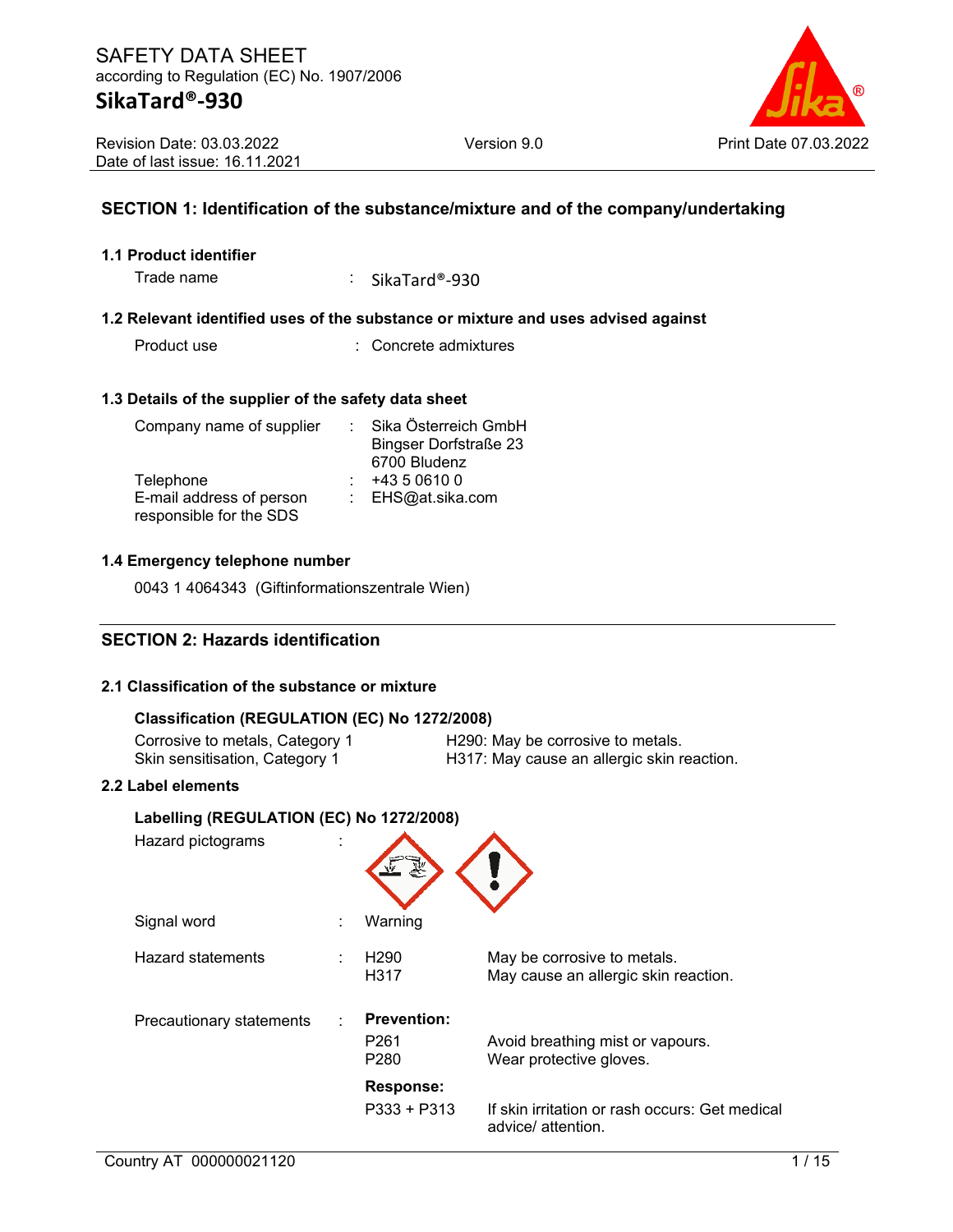# SAFETY DATA SHEET

according to Regulation (EC) No. 1907/2006

# SikaTard®-930

Revision Date: 03.03.2022
Date of last issue: 16.11.2021

Version 9.0

Print Date 07.03.2022

## SECTION 1: Identification of the substance/mixture and of the company/undertaking

### 1.1 Product identifier

| | | |
|---|---|---|
| Trade name | : | SikaTard®-930 |

### 1.2 Relevant identified uses of the substance or mixture and uses advised against

| | | |
|---|---|---|
| Product use | : | Concrete admixtures |

### 1.3 Details of the supplier of the safety data sheet

| | | |
|---|---|---|
| Company name of supplier | : | Sika Österreich GmbH<br>Bingser Dorfstraße 23<br>6700 Bludenz |
| Telephone | : | +43 5 0610 0 |
| E-mail address of person responsible for the SDS | : | EHS@at.sika.com |

### 1.4 Emergency telephone number

0043 1 4064343 (Giftinformationszentrale Wien)

## SECTION 2: Hazards identification

### 2.1 Classification of the substance or mixture

**Classification (REGULATION (EC) No 1272/2008)**

| | |
|---|---|
| Corrosive to metals, Category 1 | H290: May be corrosive to metals. |
| Skin sensitisation, Category 1 | H317: May cause an allergic skin reaction. |

### 2.2 Label elements

**Labelling (REGULATION (EC) No 1272/2008)**

Hazard pictograms :

Signal word : Warning

| | | | |
|---|---|---|---|
| Hazard statements | : | H290 | May be corrosive to metals. |
| | | H317 | May cause an allergic skin reaction. |
| Precautionary statements | : | **Prevention:** | |
| | | P261 | Avoid breathing mist or vapours. |
| | | P280 | Wear protective gloves. |
| | | **Response:** | |
| | | P333 + P313 | If skin irritation or rash occurs: Get medical advice/ attention. |

Country AT 000000021120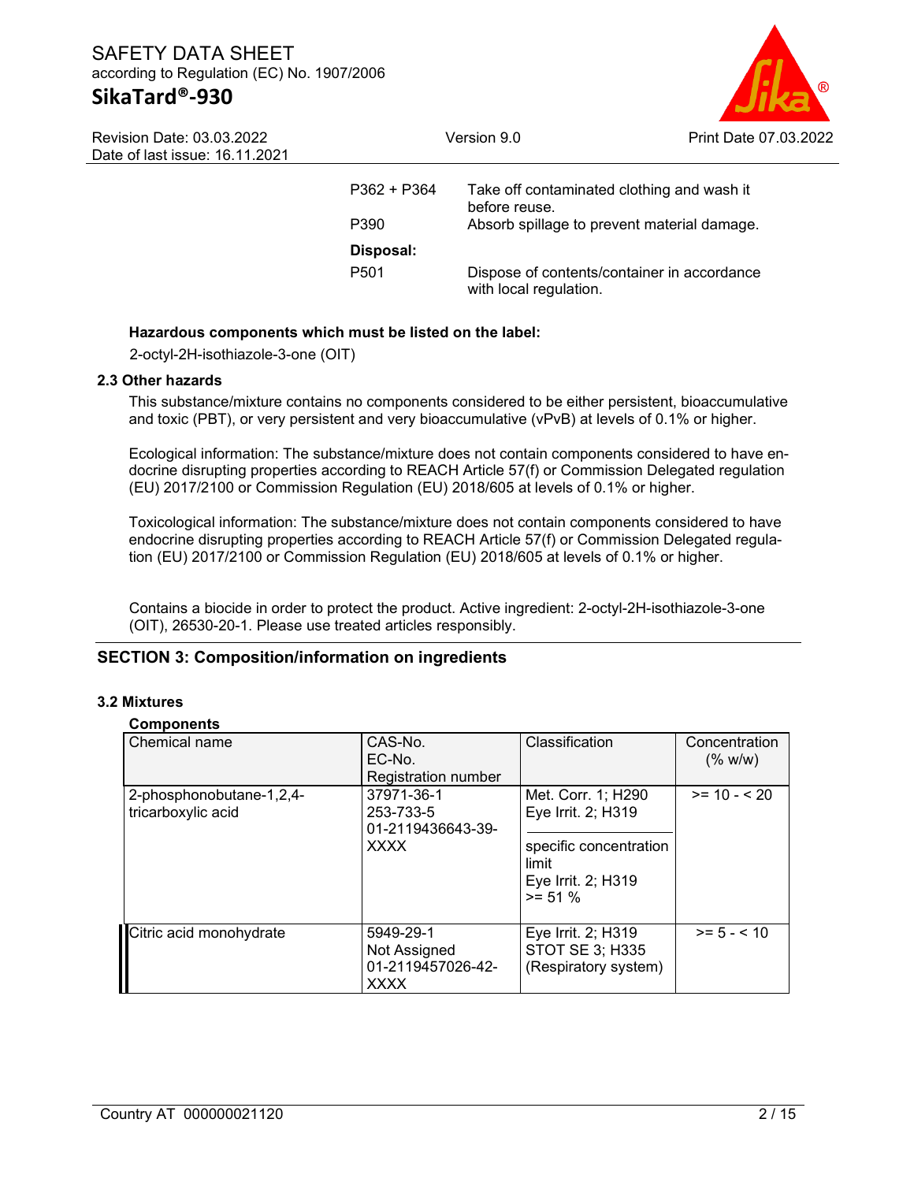| | |
|---|---|
| P362 + P364 | Take off contaminated clothing and wash it before reuse. |
| P390 | Absorb spillage to prevent material damage. |
| **Disposal:** | |
| P501 | Dispose of contents/container in accordance with local regulation. |

**Hazardous components which must be listed on the label:**

2-octyl-2H-isothiazole-3-one (OIT)

### 2.3 Other hazards

This substance/mixture contains no components considered to be either persistent, bioaccumulative and toxic (PBT), or very persistent and very bioaccumulative (vPvB) at levels of 0.1% or higher.

Ecological information: The substance/mixture does not contain components considered to have endocrine disrupting properties according to REACH Article 57(f) or Commission Delegated regulation (EU) 2017/2100 or Commission Regulation (EU) 2018/605 at levels of 0.1% or higher.

Toxicological information: The substance/mixture does not contain components considered to have endocrine disrupting properties according to REACH Article 57(f) or Commission Delegated regulation (EU) 2017/2100 or Commission Regulation (EU) 2018/605 at levels of 0.1% or higher.

Contains a biocide in order to protect the product. Active ingredient: 2-octyl-2H-isothiazole-3-one (OIT), 26530-20-1. Please use treated articles responsibly.

## SECTION 3: Composition/information on ingredients

### 3.2 Mixtures

**Components**

| Chemical name | CAS-No.<br>EC-No.<br>Registration number | Classification | Concentration (% w/w) |
|---|---|---|---|
| 2-phosphonobutane-1,2,4-tricarboxylic acid | 37971-36-1<br>253-733-5<br>01-2119436643-39-XXXX | Met. Corr. 1; H290<br>Eye Irrit. 2; H319<br><br>specific concentration limit<br>Eye Irrit. 2; H319<br>>= 51 % | >= 10 - < 20 |
| Citric acid monohydrate | 5949-29-1<br>Not Assigned<br>01-2119457026-42-XXXX | Eye Irrit. 2; H319<br>STOT SE 3; H335 (Respiratory system) | >= 5 - < 10 |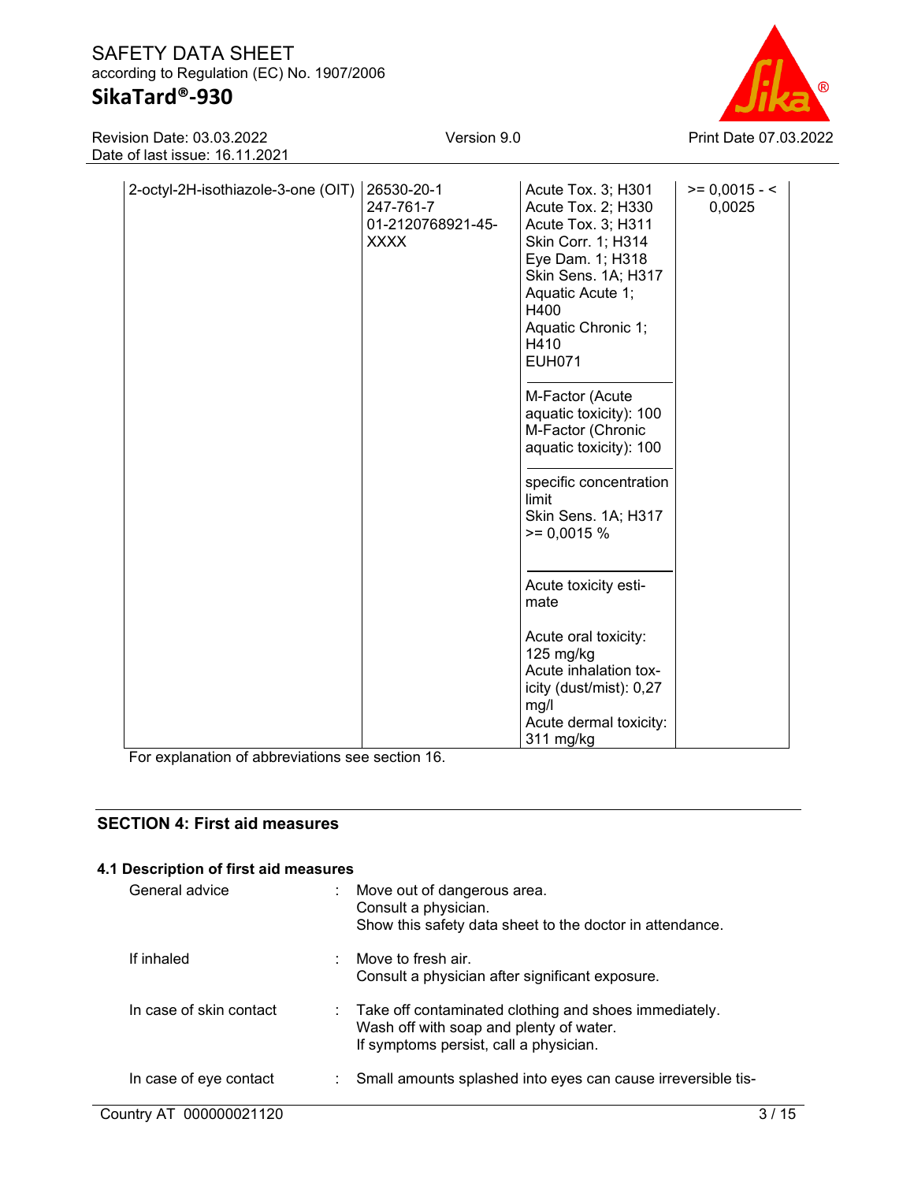| | | | |
|---|---|---|---|
| 2-octyl-2H-isothiazole-3-one (OIT) | 26530-20-1<br>247-761-7<br>01-2120768921-45-XXXX | Acute Tox. 3; H301<br>Acute Tox. 2; H330<br>Acute Tox. 3; H311<br>Skin Corr. 1; H314<br>Eye Dam. 1; H318<br>Skin Sens. 1A; H317<br>Aquatic Acute 1; H400<br>Aquatic Chronic 1; H410<br>EUH071<br><br>M-Factor (Acute aquatic toxicity): 100<br>M-Factor (Chronic aquatic toxicity): 100<br><br>specific concentration limit<br>Skin Sens. 1A; H317<br>>= 0,0015 %<br><br>Acute toxicity estimate<br><br>Acute oral toxicity: 125 mg/kg<br>Acute inhalation toxicity (dust/mist): 0,27 mg/l<br>Acute dermal toxicity: 311 mg/kg | >= 0,0015 - < 0,0025 |

For explanation of abbreviations see section 16.

## SECTION 4: First aid measures

### 4.1 Description of first aid measures

General advice : Move out of dangerous area.
Consult a physician.
Show this safety data sheet to the doctor in attendance.

If inhaled : Move to fresh air.
Consult a physician after significant exposure.

In case of skin contact : Take off contaminated clothing and shoes immediately.
Wash off with soap and plenty of water.
If symptoms persist, call a physician.

In case of eye contact : Small amounts splashed into eyes can cause irreversible tis-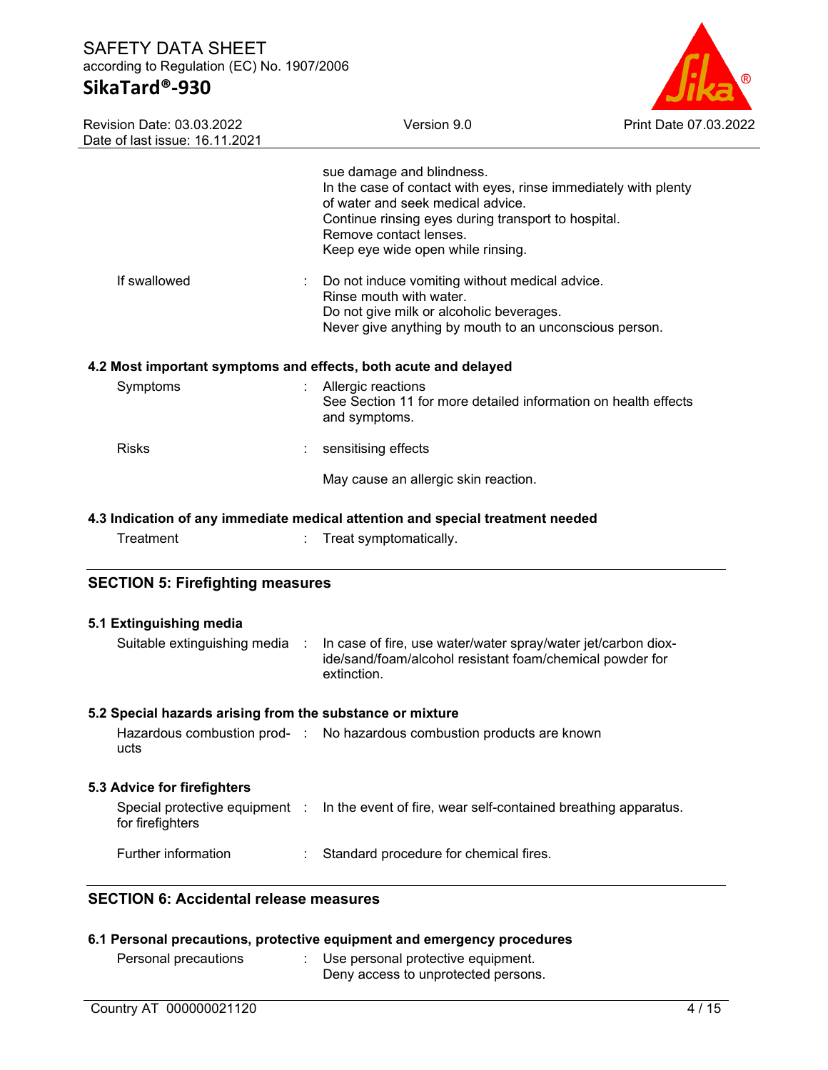sue damage and blindness.
In the case of contact with eyes, rinse immediately with plenty of water and seek medical advice.
Continue rinsing eyes during transport to hospital.
Remove contact lenses.
Keep eye wide open while rinsing.

If swallowed : Do not induce vomiting without medical advice.
Rinse mouth with water.
Do not give milk or alcoholic beverages.
Never give anything by mouth to an unconscious person.

### 4.2 Most important symptoms and effects, both acute and delayed

Symptoms : Allergic reactions
See Section 11 for more detailed information on health effects and symptoms.

Risks : sensitising effects

May cause an allergic skin reaction.

### 4.3 Indication of any immediate medical attention and special treatment needed

Treatment : Treat symptomatically.

## SECTION 5: Firefighting measures

### 5.1 Extinguishing media

Suitable extinguishing media : In case of fire, use water/water spray/water jet/carbon dioxide/sand/foam/alcohol resistant foam/chemical powder for extinction.

### 5.2 Special hazards arising from the substance or mixture

Hazardous combustion products : No hazardous combustion products are known

### 5.3 Advice for firefighters

Special protective equipment for firefighters : In the event of fire, wear self-contained breathing apparatus.

Further information : Standard procedure for chemical fires.

## SECTION 6: Accidental release measures

### 6.1 Personal precautions, protective equipment and emergency procedures

Personal precautions : Use personal protective equipment.
Deny access to unprotected persons.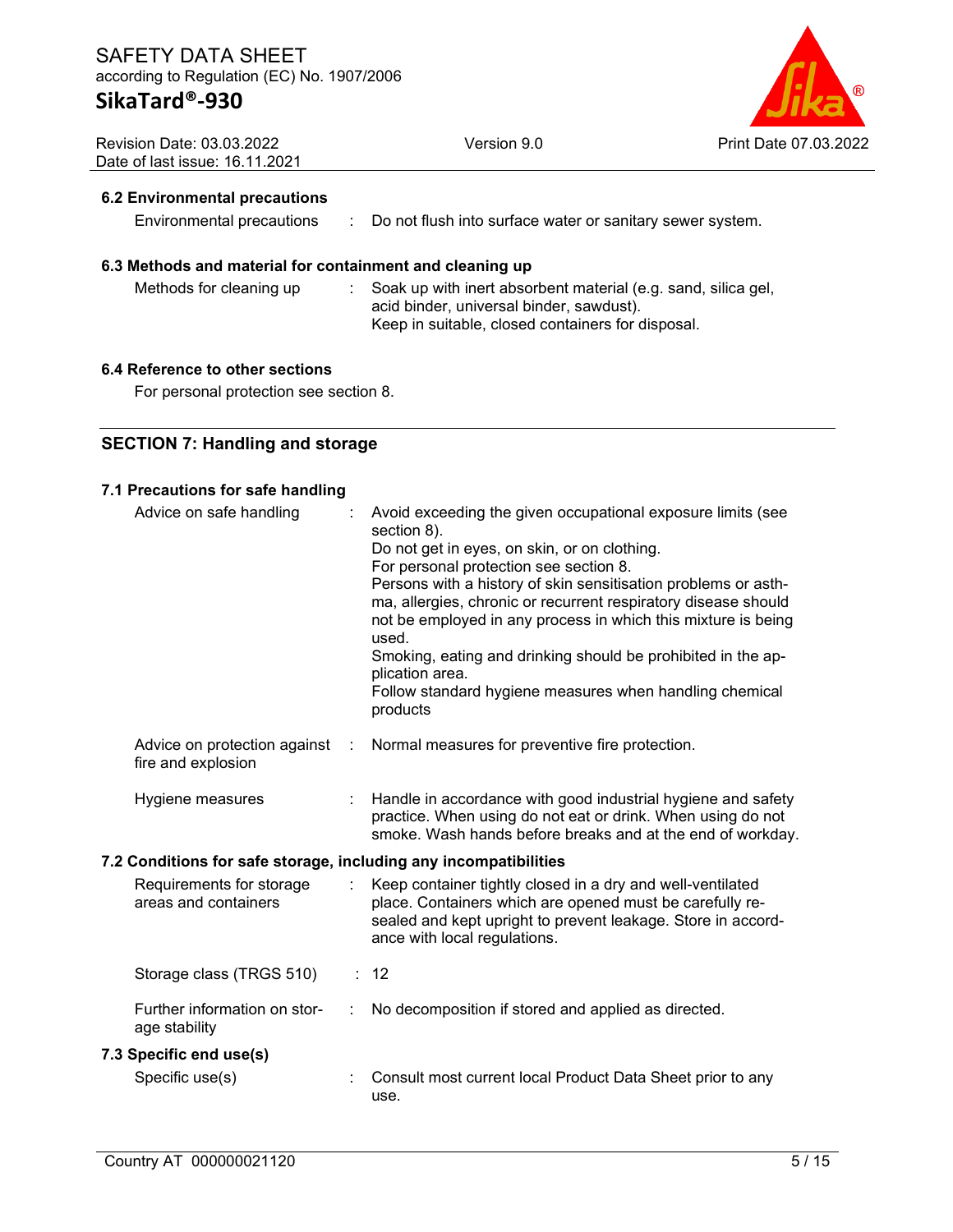### 6.2 Environmental precautions

| | |
|---|---|
| Environmental precautions | : Do not flush into surface water or sanitary sewer system. |

### 6.3 Methods and material for containment and cleaning up

| | |
|---|---|
| Methods for cleaning up | : Soak up with inert absorbent material (e.g. sand, silica gel, acid binder, universal binder, sawdust).<br>Keep in suitable, closed containers for disposal. |

### 6.4 Reference to other sections

For personal protection see section 8.

## SECTION 7: Handling and storage

### 7.1 Precautions for safe handling

| | |
|---|---|
| Advice on safe handling | : Avoid exceeding the given occupational exposure limits (see section 8).<br>Do not get in eyes, on skin, or on clothing.<br>For personal protection see section 8.<br>Persons with a history of skin sensitisation problems or asthma, allergies, chronic or recurrent respiratory disease should not be employed in any process in which this mixture is being used.<br>Smoking, eating and drinking should be prohibited in the application area.<br>Follow standard hygiene measures when handling chemical products |
| Advice on protection against fire and explosion | : Normal measures for preventive fire protection. |
| Hygiene measures | : Handle in accordance with good industrial hygiene and safety practice. When using do not eat or drink. When using do not smoke. Wash hands before breaks and at the end of workday. |

### 7.2 Conditions for safe storage, including any incompatibilities

| | |
|---|---|
| Requirements for storage areas and containers | : Keep container tightly closed in a dry and well-ventilated place. Containers which are opened must be carefully resealed and kept upright to prevent leakage. Store in accordance with local regulations. |
| Storage class (TRGS 510) | : 12 |
| Further information on storage stability | : No decomposition if stored and applied as directed. |

### 7.3 Specific end use(s)

| | |
|---|---|
| Specific use(s) | : Consult most current local Product Data Sheet prior to any use. |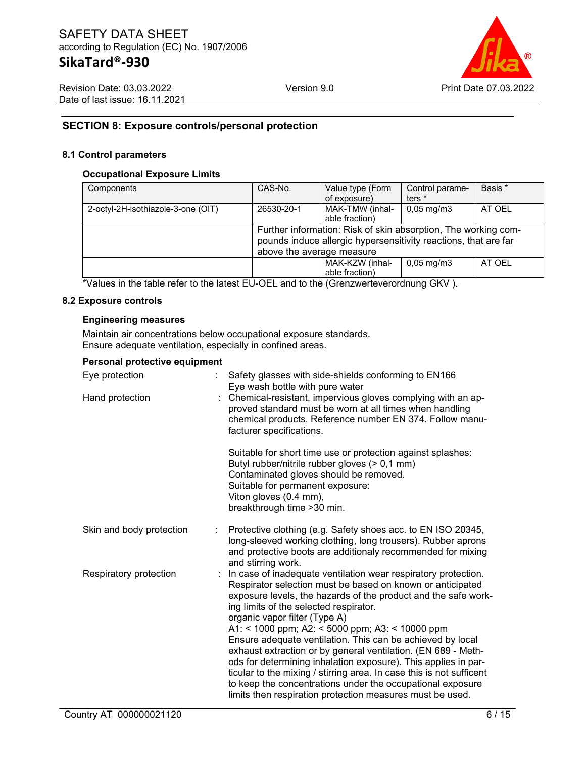## SECTION 8: Exposure controls/personal protection

### 8.1 Control parameters

**Occupational Exposure Limits**

| Components | CAS-No. | Value type (Form of exposure) | Control parameters * | Basis * |
|---|---|---|---|---|
| 2-octyl-2H-isothiazole-3-one (OIT) | 26530-20-1 | MAK-TMW (inhalable fraction) | 0,05 mg/m3 | AT OEL |
| | Further information: Risk of skin absorption, The working compounds induce allergic hypersensitivity reactions, that are far above the average measure | | | |
| | | MAK-KZW (inhalable fraction) | 0,05 mg/m3 | AT OEL |

*Values in the table refer to the latest EU-OEL and to the (Grenzwerteverordnung GKV ).

### 8.2 Exposure controls

**Engineering measures**

Maintain air concentrations below occupational exposure standards.
Ensure adequate ventilation, especially in confined areas.

**Personal protective equipment**

Eye protection : Safety glasses with side-shields conforming to EN166
Eye wash bottle with pure water

Hand protection : Chemical-resistant, impervious gloves complying with an approved standard must be worn at all times when handling chemical products. Reference number EN 374. Follow manufacturer specifications.

Suitable for short time use or protection against splashes:
Butyl rubber/nitrile rubber gloves (> 0,1 mm)
Contaminated gloves should be removed.
Suitable for permanent exposure:
Viton gloves (0.4 mm),
breakthrough time >30 min.

Skin and body protection : Protective clothing (e.g. Safety shoes acc. to EN ISO 20345, long-sleeved working clothing, long trousers). Rubber aprons and protective boots are additionaly recommended for mixing and stirring work.

Respiratory protection : In case of inadequate ventilation wear respiratory protection. Respirator selection must be based on known or anticipated exposure levels, the hazards of the product and the safe working limits of the selected respirator.
organic vapor filter (Type A)
A1: < 1000 ppm; A2: < 5000 ppm; A3: < 10000 ppm
Ensure adequate ventilation. This can be achieved by local exhaust extraction or by general ventilation. (EN 689 - Methods for determining inhalation exposure). This applies in particular to the mixing / stirring area. In case this is not sufficent to keep the concentrations under the occupational exposure limits then respiration protection measures must be used.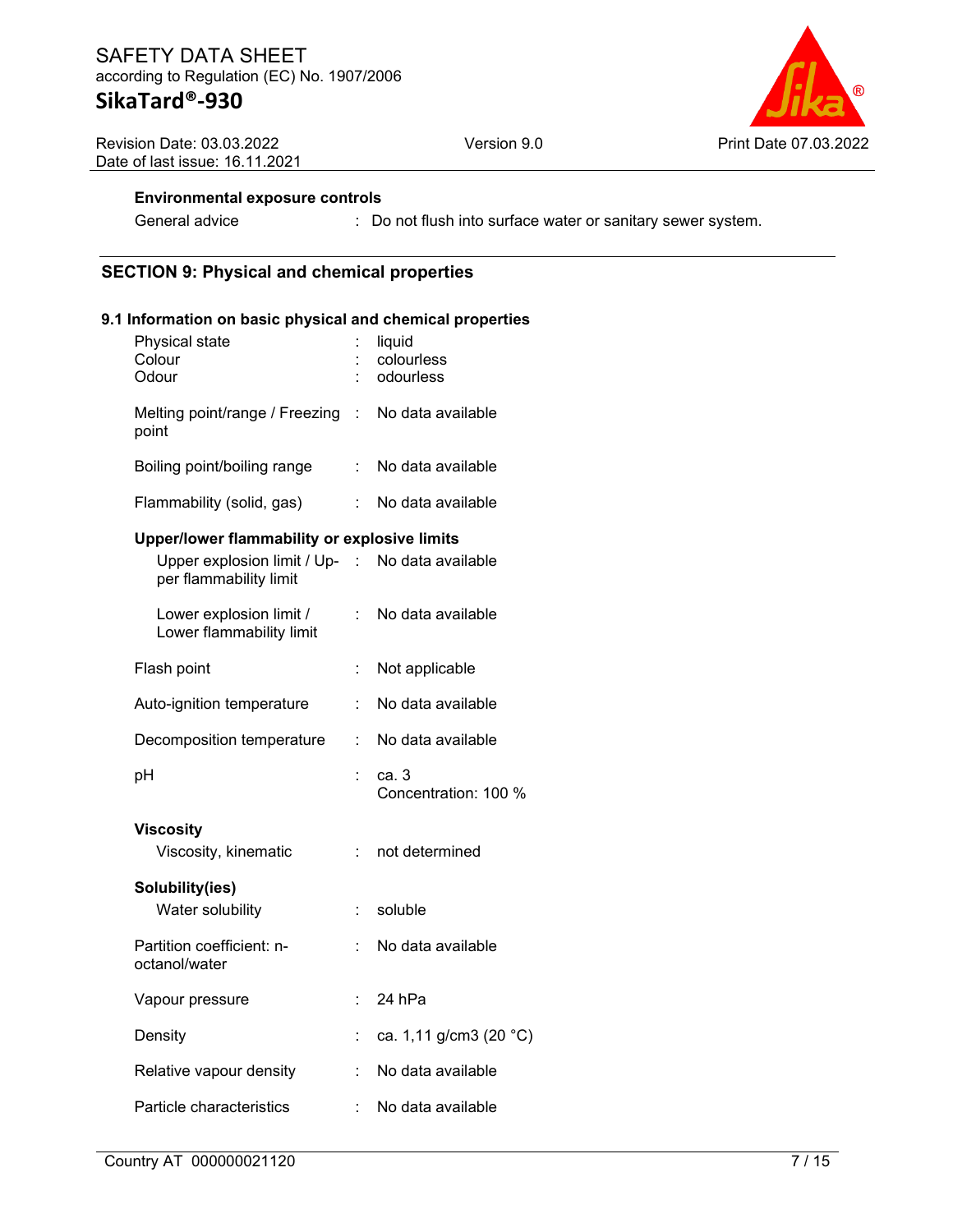**Environmental exposure controls**

| | | |
|---|---|---|
| General advice | : | Do not flush into surface water or sanitary sewer system. |

## SECTION 9: Physical and chemical properties

### 9.1 Information on basic physical and chemical properties

| | | |
|---|---|---|
| Physical state | : | liquid |
| Colour | : | colourless |
| Odour | : | odourless |
| Melting point/range / Freezing point | : | No data available |
| Boiling point/boiling range | : | No data available |
| Flammability (solid, gas) | : | No data available |
| **Upper/lower flammability or explosive limits** | | |
| Upper explosion limit / Upper flammability limit | : | No data available |
| Lower explosion limit / Lower flammability limit | : | No data available |
| Flash point | : | Not applicable |
| Auto-ignition temperature | : | No data available |
| Decomposition temperature | : | No data available |
| pH | : | ca. 3<br>Concentration: 100 % |
| **Viscosity** | | |
| Viscosity, kinematic | : | not determined |
| **Solubility(ies)** | | |
| Water solubility | : | soluble |
| Partition coefficient: n-octanol/water | : | No data available |
| Vapour pressure | : | 24 hPa |
| Density | : | ca. 1,11 g/cm3 (20 °C) |
| Relative vapour density | : | No data available |
| Particle characteristics | : | No data available |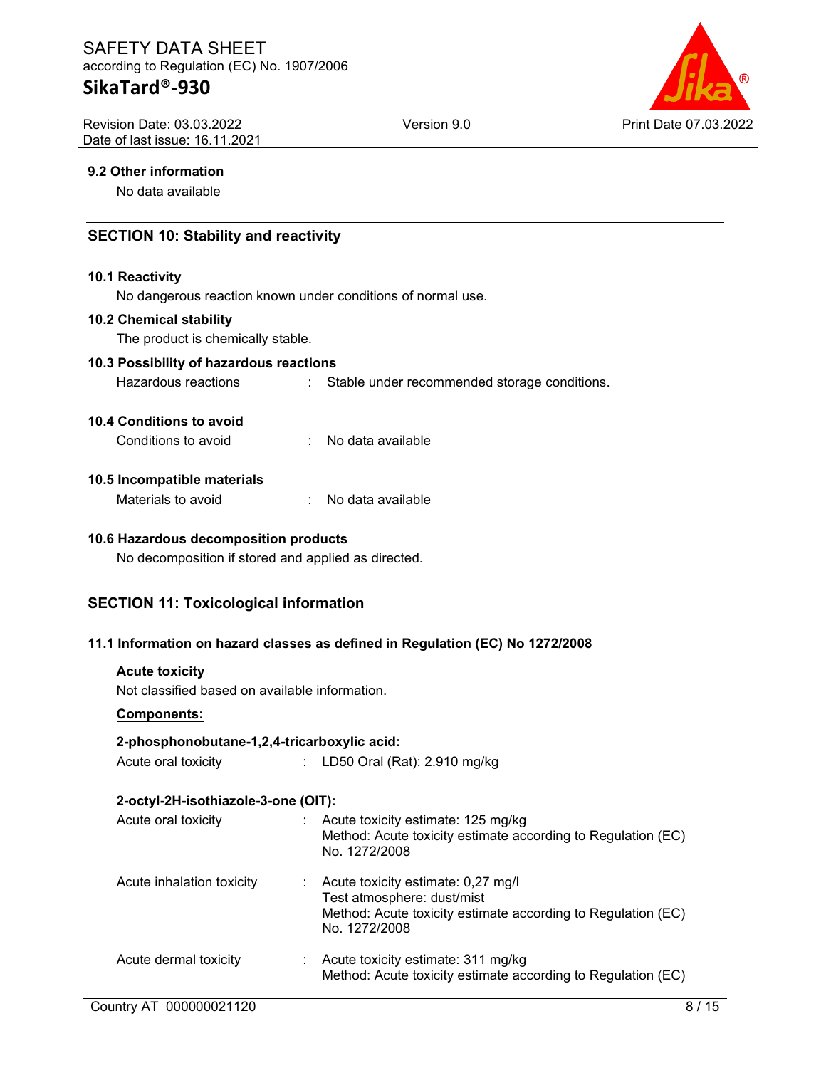### 9.2 Other information

No data available

## SECTION 10: Stability and reactivity

### 10.1 Reactivity

No dangerous reaction known under conditions of normal use.

### 10.2 Chemical stability

The product is chemically stable.

### 10.3 Possibility of hazardous reactions

Hazardous reactions : Stable under recommended storage conditions.

### 10.4 Conditions to avoid

Conditions to avoid : No data available

### 10.5 Incompatible materials

Materials to avoid : No data available

### 10.6 Hazardous decomposition products

No decomposition if stored and applied as directed.

## SECTION 11: Toxicological information

### 11.1 Information on hazard classes as defined in Regulation (EC) No 1272/2008

**Acute toxicity**

Not classified based on available information.

**Components:**

**2-phosphonobutane-1,2,4-tricarboxylic acid:**

Acute oral toxicity : LD50 Oral (Rat): 2.910 mg/kg

**2-octyl-2H-isothiazole-3-one (OIT):**

Acute oral toxicity : Acute toxicity estimate: 125 mg/kg
Method: Acute toxicity estimate according to Regulation (EC) No. 1272/2008

Acute inhalation toxicity : Acute toxicity estimate: 0,27 mg/l
Test atmosphere: dust/mist
Method: Acute toxicity estimate according to Regulation (EC) No. 1272/2008

Acute dermal toxicity : Acute toxicity estimate: 311 mg/kg
Method: Acute toxicity estimate according to Regulation (EC)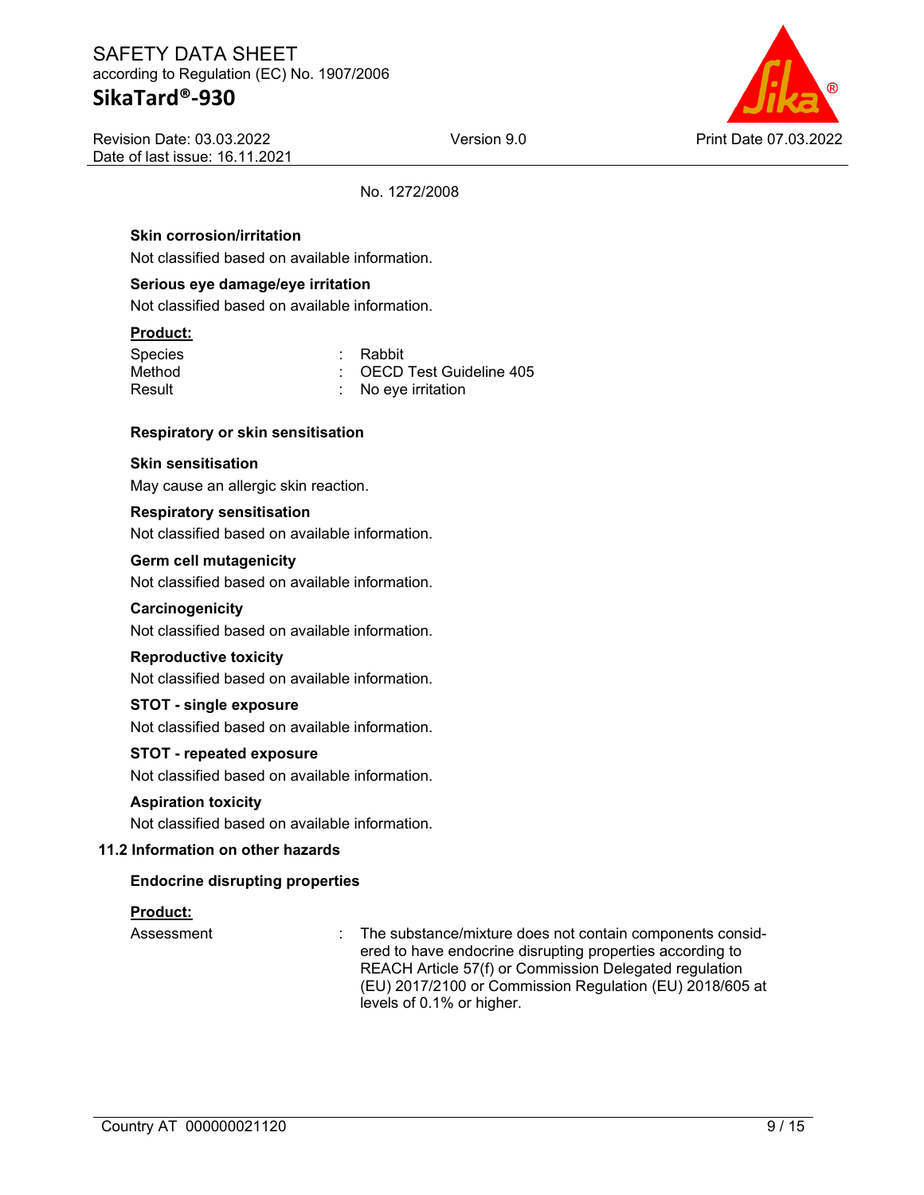No. 1272/2008

**Skin corrosion/irritation**

Not classified based on available information.

**Serious eye damage/eye irritation**

Not classified based on available information.

**Product:**

| | | |
|---|---|---|
| Species | : | Rabbit |
| Method | : | OECD Test Guideline 405 |
| Result | : | No eye irritation |

**Respiratory or skin sensitisation**

**Skin sensitisation**

May cause an allergic skin reaction.

**Respiratory sensitisation**

Not classified based on available information.

**Germ cell mutagenicity**

Not classified based on available information.

**Carcinogenicity**

Not classified based on available information.

**Reproductive toxicity**

Not classified based on available information.

**STOT - single exposure**

Not classified based on available information.

**STOT - repeated exposure**

Not classified based on available information.

**Aspiration toxicity**

Not classified based on available information.

## 11.2 Information on other hazards

**Endocrine disrupting properties**

**Product:**

| | | |
|---|---|---|
| Assessment | : | The substance/mixture does not contain components considered to have endocrine disrupting properties according to REACH Article 57(f) or Commission Delegated regulation (EU) 2017/2100 or Commission Regulation (EU) 2018/605 at levels of 0.1% or higher. |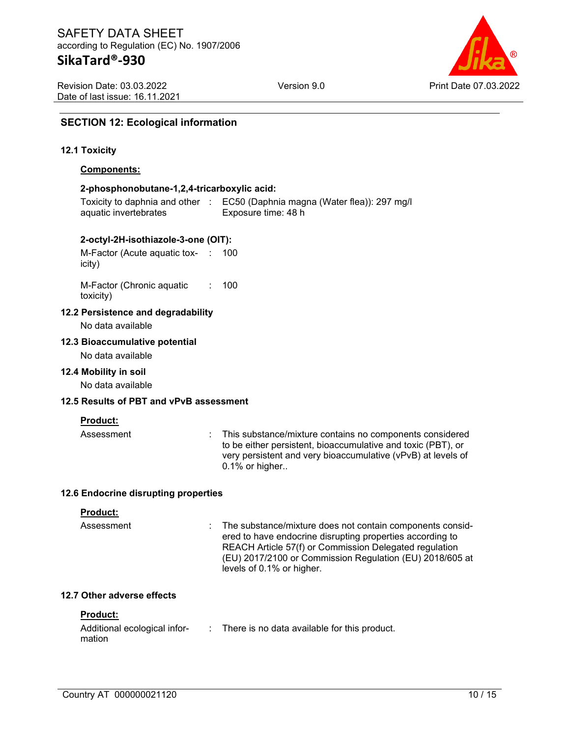## SECTION 12: Ecological information

### 12.1 Toxicity

**Components:**

**2-phosphonobutane-1,2,4-tricarboxylic acid:**

| | | |
|---|---|---|
| Toxicity to daphnia and other aquatic invertebrates | : | EC50 (Daphnia magna (Water flea)): 297 mg/l<br>Exposure time: 48 h |

**2-octyl-2H-isothiazole-3-one (OIT):**

| | | |
|---|---|---|
| M-Factor (Acute aquatic toxicity) | : | 100 |
| M-Factor (Chronic aquatic toxicity) | : | 100 |

### 12.2 Persistence and degradability

No data available

### 12.3 Bioaccumulative potential

No data available

### 12.4 Mobility in soil

No data available

### 12.5 Results of PBT and vPvB assessment

**Product:**

| | | |
|---|---|---|
| Assessment | : | This substance/mixture contains no components considered to be either persistent, bioaccumulative and toxic (PBT), or very persistent and very bioaccumulative (vPvB) at levels of 0.1% or higher.. |

### 12.6 Endocrine disrupting properties

**Product:**

| | | |
|---|---|---|
| Assessment | : | The substance/mixture does not contain components considered to have endocrine disrupting properties according to REACH Article 57(f) or Commission Delegated regulation (EU) 2017/2100 or Commission Regulation (EU) 2018/605 at levels of 0.1% or higher. |

### 12.7 Other adverse effects

**Product:**

| | | |
|---|---|---|
| Additional ecological information | : | There is no data available for this product. |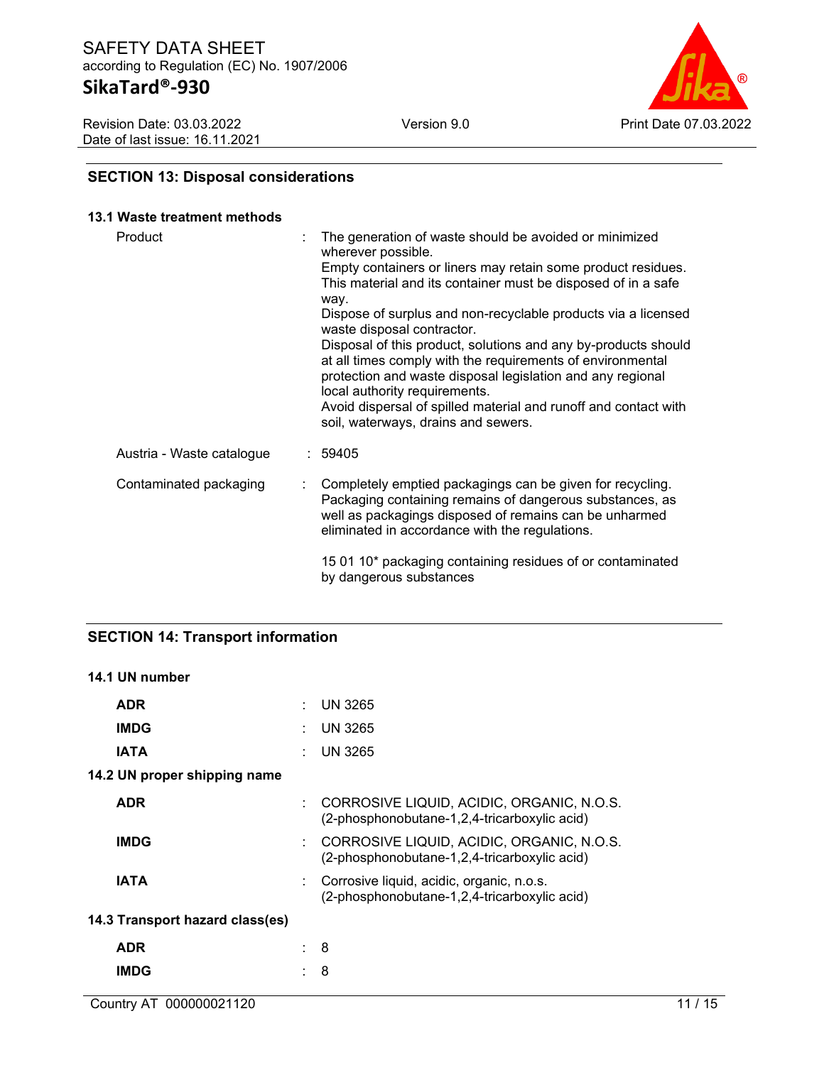## SECTION 13: Disposal considerations

### 13.1 Waste treatment methods

| | | |
|---|---|---|
| Product | : | The generation of waste should be avoided or minimized wherever possible. Empty containers or liners may retain some product residues. This material and its container must be disposed of in a safe way. Dispose of surplus and non-recyclable products via a licensed waste disposal contractor. Disposal of this product, solutions and any by-products should at all times comply with the requirements of environmental protection and waste disposal legislation and any regional local authority requirements. Avoid dispersal of spilled material and runoff and contact with soil, waterways, drains and sewers. |
| Austria - Waste catalogue | : | 59405 |
| Contaminated packaging | : | Completely emptied packagings can be given for recycling. Packaging containing remains of dangerous substances, as well as packagings disposed of remains can be unharmed eliminated in accordance with the regulations.<br><br>15 01 10* packaging containing residues of or contaminated by dangerous substances |

## SECTION 14: Transport information

### 14.1 UN number

| | | |
|---|---|---|
| **ADR** | : | UN 3265 |
| **IMDG** | : | UN 3265 |
| **IATA** | : | UN 3265 |

### 14.2 UN proper shipping name

| | | |
|---|---|---|
| **ADR** | : | CORROSIVE LIQUID, ACIDIC, ORGANIC, N.O.S. (2-phosphonobutane-1,2,4-tricarboxylic acid) |
| **IMDG** | : | CORROSIVE LIQUID, ACIDIC, ORGANIC, N.O.S. (2-phosphonobutane-1,2,4-tricarboxylic acid) |
| **IATA** | : | Corrosive liquid, acidic, organic, n.o.s. (2-phosphonobutane-1,2,4-tricarboxylic acid) |

### 14.3 Transport hazard class(es)

| | | |
|---|---|---|
| **ADR** | : | 8 |
| **IMDG** | : | 8 |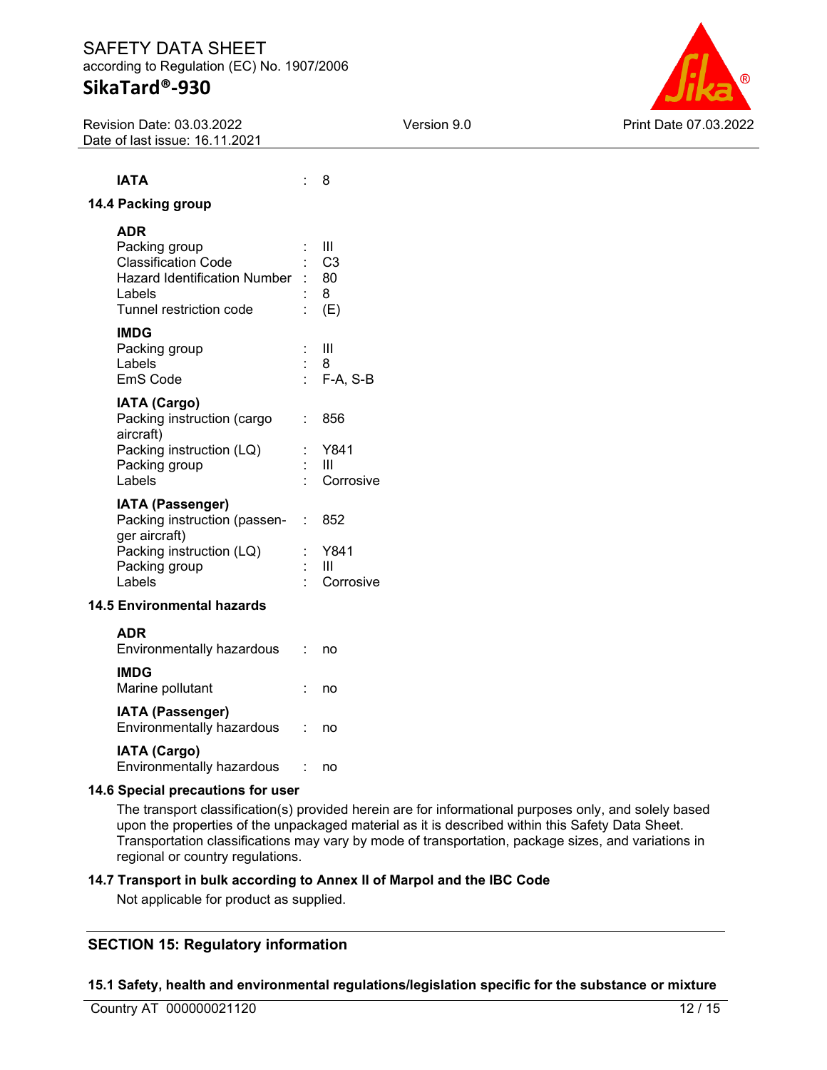**IATA** : 8

### 14.4 Packing group

**ADR**

| | | |
|---|---|---|
| Packing group | : | III |
| Classification Code | : | C3 |
| Hazard Identification Number | : | 80 |
| Labels | : | 8 |
| Tunnel restriction code | : | (E) |

**IMDG**

| | | |
|---|---|---|
| Packing group | : | III |
| Labels | : | 8 |
| EmS Code | : | F-A, S-B |

**IATA (Cargo)**

| | | |
|---|---|---|
| Packing instruction (cargo aircraft) | : | 856 |
| Packing instruction (LQ) | : | Y841 |
| Packing group | : | III |
| Labels | : | Corrosive |

**IATA (Passenger)**

| | | |
|---|---|---|
| Packing instruction (passenger aircraft) | : | 852 |
| Packing instruction (LQ) | : | Y841 |
| Packing group | : | III |
| Labels | : | Corrosive |

### 14.5 Environmental hazards

**ADR**
Environmentally hazardous : no

**IMDG**
Marine pollutant : no

**IATA (Passenger)**
Environmentally hazardous : no

**IATA (Cargo)**
Environmentally hazardous : no

### 14.6 Special precautions for user

The transport classification(s) provided herein are for informational purposes only, and solely based upon the properties of the unpackaged material as it is described within this Safety Data Sheet. Transportation classifications may vary by mode of transportation, package sizes, and variations in regional or country regulations.

### 14.7 Transport in bulk according to Annex II of Marpol and the IBC Code

Not applicable for product as supplied.

## SECTION 15: Regulatory information

### 15.1 Safety, health and environmental regulations/legislation specific for the substance or mixture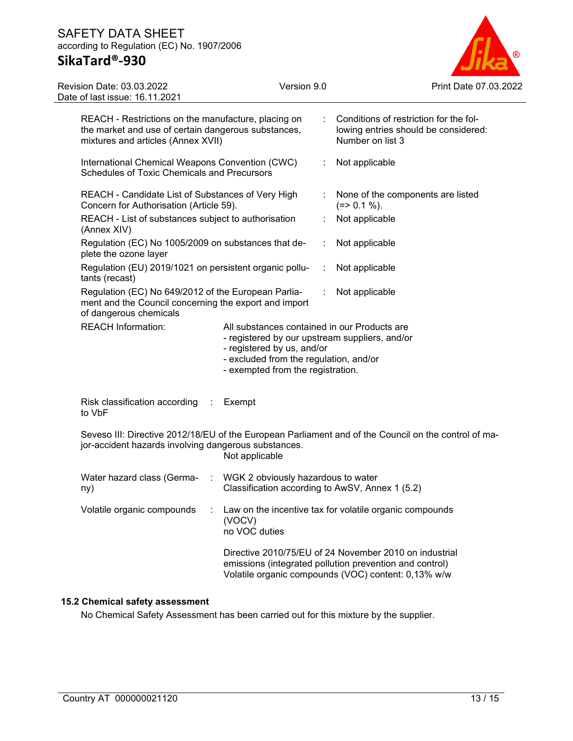| | | |
|---|---|---|
| REACH - Restrictions on the manufacture, placing on the market and use of certain dangerous substances, mixtures and articles (Annex XVII) | : | Conditions of restriction for the following entries should be considered: Number on list 3 |
| International Chemical Weapons Convention (CWC) Schedules of Toxic Chemicals and Precursors | : | Not applicable |
| REACH - Candidate List of Substances of Very High Concern for Authorisation (Article 59). | : | None of the components are listed (=> 0.1 %). |
| REACH - List of substances subject to authorisation (Annex XIV) | : | Not applicable |
| Regulation (EC) No 1005/2009 on substances that deplete the ozone layer | : | Not applicable |
| Regulation (EU) 2019/1021 on persistent organic pollutants (recast) | : | Not applicable |
| Regulation (EC) No 649/2012 of the European Parliament and the Council concerning the export and import of dangerous chemicals | : | Not applicable |

REACH Information: All substances contained in our Products are
- registered by our upstream suppliers, and/or
- registered by us, and/or
- excluded from the regulation, and/or
- exempted from the registration.

Risk classification according to VbF : Exempt

Seveso III: Directive 2012/18/EU of the European Parliament and of the Council on the control of major-accident hazards involving dangerous substances.
Not applicable

Water hazard class (Germany) : WGK 2 obviously hazardous to water
Classification according to AwSV, Annex 1 (5.2)

Volatile organic compounds : Law on the incentive tax for volatile organic compounds (VOCV)
no VOC duties

Directive 2010/75/EU of 24 November 2010 on industrial emissions (integrated pollution prevention and control)
Volatile organic compounds (VOC) content: 0,13% w/w

### 15.2 Chemical safety assessment

No Chemical Safety Assessment has been carried out for this mixture by the supplier.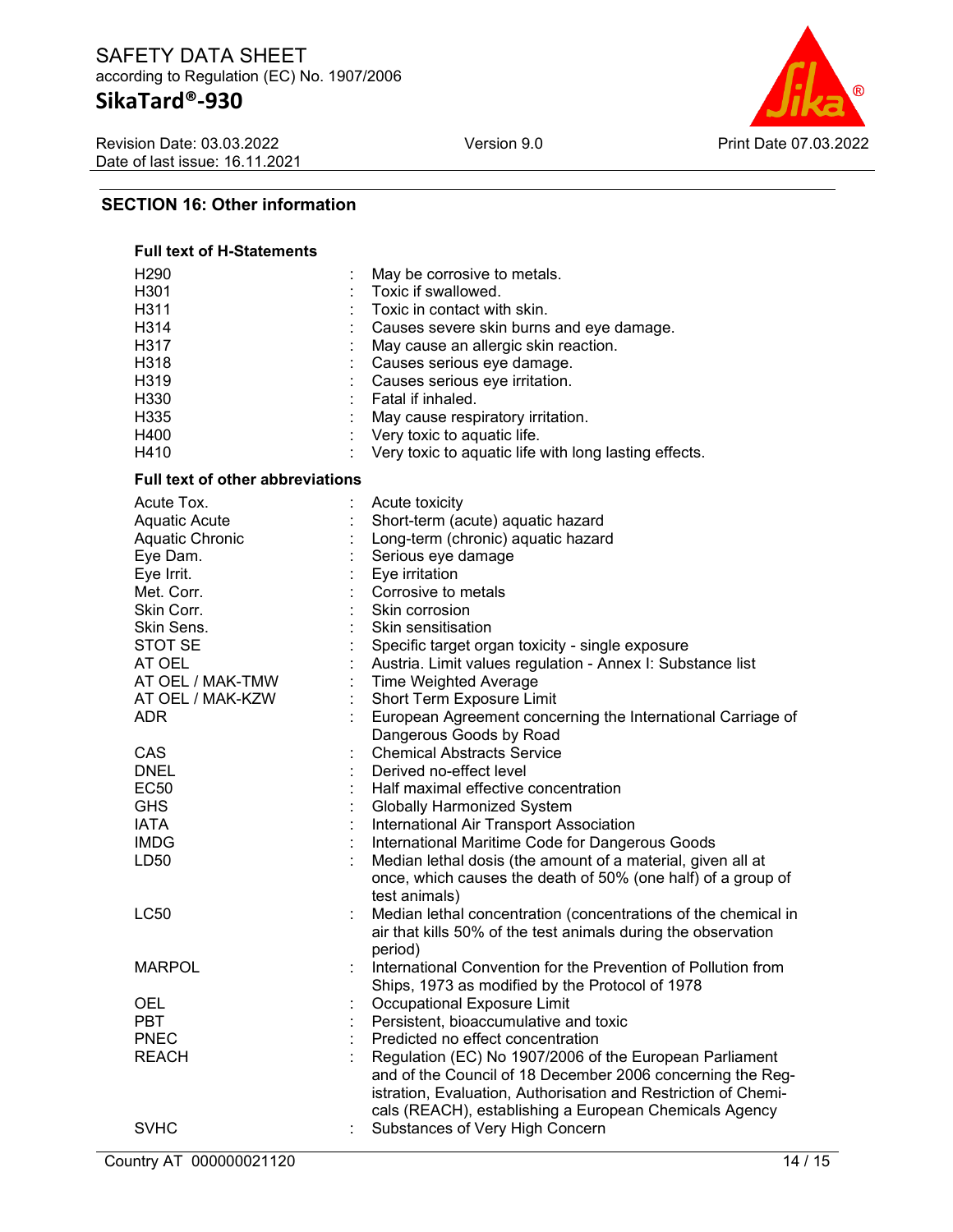## SECTION 16: Other information

### Full text of H-Statements

| | |
|---|---|
| H290 | May be corrosive to metals. |
| H301 | Toxic if swallowed. |
| H311 | Toxic in contact with skin. |
| H314 | Causes severe skin burns and eye damage. |
| H317 | May cause an allergic skin reaction. |
| H318 | Causes serious eye damage. |
| H319 | Causes serious eye irritation. |
| H330 | Fatal if inhaled. |
| H335 | May cause respiratory irritation. |
| H400 | Very toxic to aquatic life. |
| H410 | Very toxic to aquatic life with long lasting effects. |

### Full text of other abbreviations

| | |
|---|---|
| Acute Tox. | Acute toxicity |
| Aquatic Acute | Short-term (acute) aquatic hazard |
| Aquatic Chronic | Long-term (chronic) aquatic hazard |
| Eye Dam. | Serious eye damage |
| Eye Irrit. | Eye irritation |
| Met. Corr. | Corrosive to metals |
| Skin Corr. | Skin corrosion |
| Skin Sens. | Skin sensitisation |
| STOT SE | Specific target organ toxicity - single exposure |
| AT OEL | Austria. Limit values regulation - Annex I: Substance list |
| AT OEL / MAK-TMW | Time Weighted Average |
| AT OEL / MAK-KZW | Short Term Exposure Limit |
| ADR | European Agreement concerning the International Carriage of Dangerous Goods by Road |
| CAS | Chemical Abstracts Service |
| DNEL | Derived no-effect level |
| EC50 | Half maximal effective concentration |
| GHS | Globally Harmonized System |
| IATA | International Air Transport Association |
| IMDG | International Maritime Code for Dangerous Goods |
| LD50 | Median lethal dosis (the amount of a material, given all at once, which causes the death of 50% (one half) of a group of test animals) |
| LC50 | Median lethal concentration (concentrations of the chemical in air that kills 50% of the test animals during the observation period) |
| MARPOL | International Convention for the Prevention of Pollution from Ships, 1973 as modified by the Protocol of 1978 |
| OEL | Occupational Exposure Limit |
| PBT | Persistent, bioaccumulative and toxic |
| PNEC | Predicted no effect concentration |
| REACH | Regulation (EC) No 1907/2006 of the European Parliament and of the Council of 18 December 2006 concerning the Registration, Evaluation, Authorisation and Restriction of Chemicals (REACH), establishing a European Chemicals Agency |
| SVHC | Substances of Very High Concern |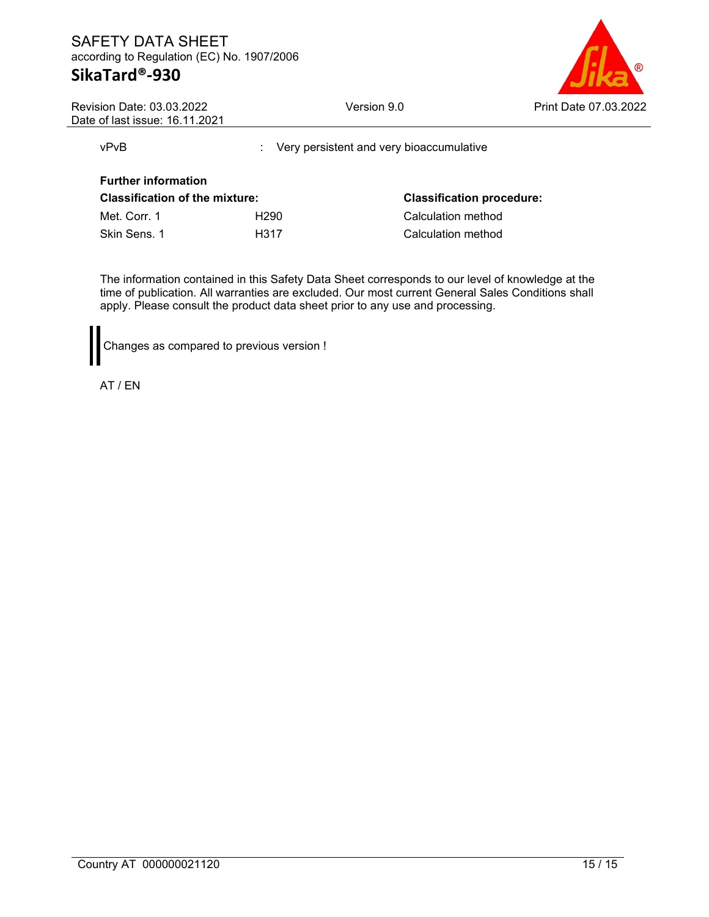vPvB : Very persistent and very bioaccumulative

**Further information**

| **Classification of the mixture:** | | **Classification procedure:** |
|---|---|---|
| Met. Corr. 1 | H290 | Calculation method |
| Skin Sens. 1 | H317 | Calculation method |

The information contained in this Safety Data Sheet corresponds to our level of knowledge at the time of publication. All warranties are excluded. Our most current General Sales Conditions shall apply. Please consult the product data sheet prior to any use and processing.

Changes as compared to previous version !

AT / EN